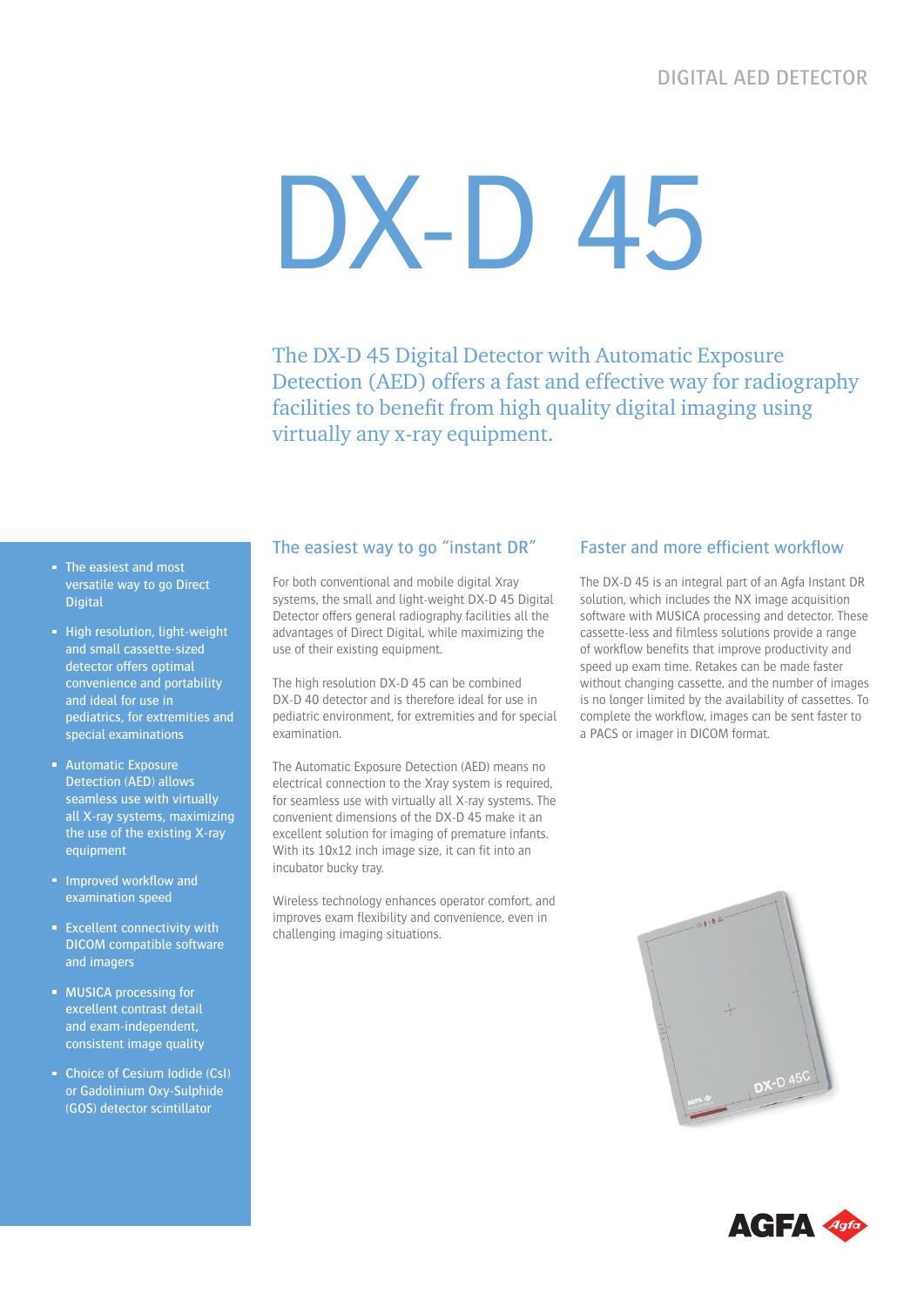DIGITAL AED DETECTOR

# DX-D 45

The DX-D 45 Digital Detector with Automatic Exposure Detection (AED) offers a fast and effective way for radiography facilities to benefit from high quality digital imaging using virtually any x-ray equipment.

- The easiest and most versatile way to go Direct Digital
- High resolution, light-weight and small cassette-sized detector offers optimal convenience and portability and ideal for use in pediatrics, for extremities and special examinations
- Automatic Exposure Detection (AED) allows seamless use with virtually all X-ray systems, maximizing the use of the existing X-ray equipment
- Improved workflow and examination speed
- Excellent connectivity with DICOM compatible software and imagers
- MUSICA processing for excellent contrast detail and exam-independent, consistent image quality
- Choice of Cesium Iodide (CsI) or Gadolinium Oxy-Sulphide (GOS) detector scintillator

## The easiest way to go "instant DR"

For both conventional and mobile digital Xray systems, the small and light-weight DX-D 45 Digital Detector offers general radiography facilities all the advantages of Direct Digital, while maximizing the use of their existing equipment.

The high resolution DX-D 45 can be combined DX-D 40 detector and is therefore ideal for use in pediatric environment, for extremities and for special examination.

The Automatic Exposure Detection (AED) means no electrical connection to the Xray system is required, for seamless use with virtually all X-ray systems. The convenient dimensions of the DX-D 45 make it an excellent solution for imaging of premature infants. With its 10x12 inch image size, it can fit into an incubator bucky tray.

Wireless technology enhances operator comfort, and improves exam flexibility and convenience, even in challenging imaging situations.

## Faster and more efficient workflow

The DX-D 45 is an integral part of an Agfa Instant DR solution, which includes the NX image acquisition software with MUSICA processing and detector. These cassette-less and filmless solutions provide a range of workflow benefits that improve productivity and speed up exam time. Retakes can be made faster without changing cassette, and the number of images is no longer limited by the availability of cassettes. To complete the workflow, images can be sent faster to a PACS or imager in DICOM format.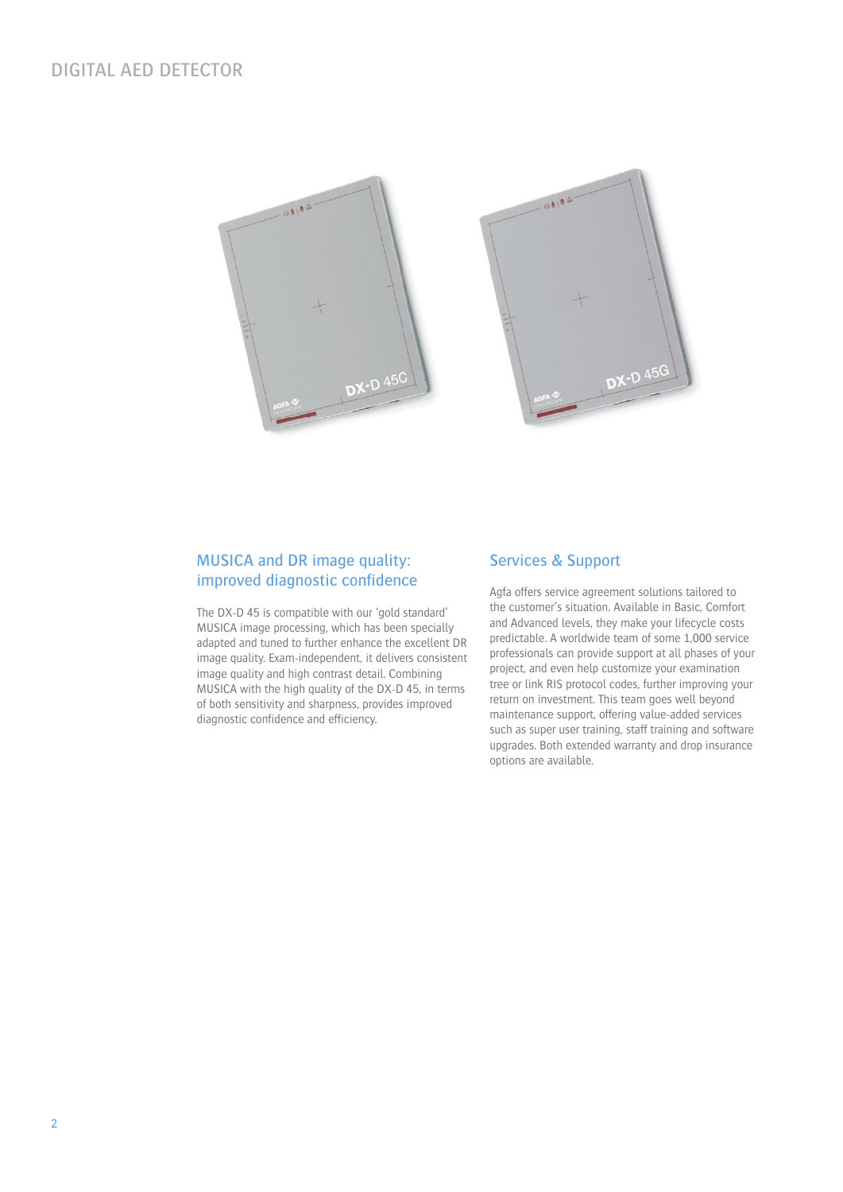# DIGITAL AED DETECTOR

## MUSICA and DR image quality: improved diagnostic confidence

The DX-D 45 is compatible with our 'gold standard' MUSICA image processing, which has been specially adapted and tuned to further enhance the excellent DR image quality. Exam-independent, it delivers consistent image quality and high contrast detail. Combining MUSICA with the high quality of the DX-D 45, in terms of both sensitivity and sharpness, provides improved diagnostic confidence and efficiency.

## Services & Support

Agfa offers service agreement solutions tailored to the customer's situation. Available in Basic, Comfort and Advanced levels, they make your lifecycle costs predictable. A worldwide team of some 1,000 service professionals can provide support at all phases of your project, and even help customize your examination tree or link RIS protocol codes, further improving your return on investment. This team goes well beyond maintenance support, offering value-added services such as super user training, staff training and software upgrades. Both extended warranty and drop insurance options are available.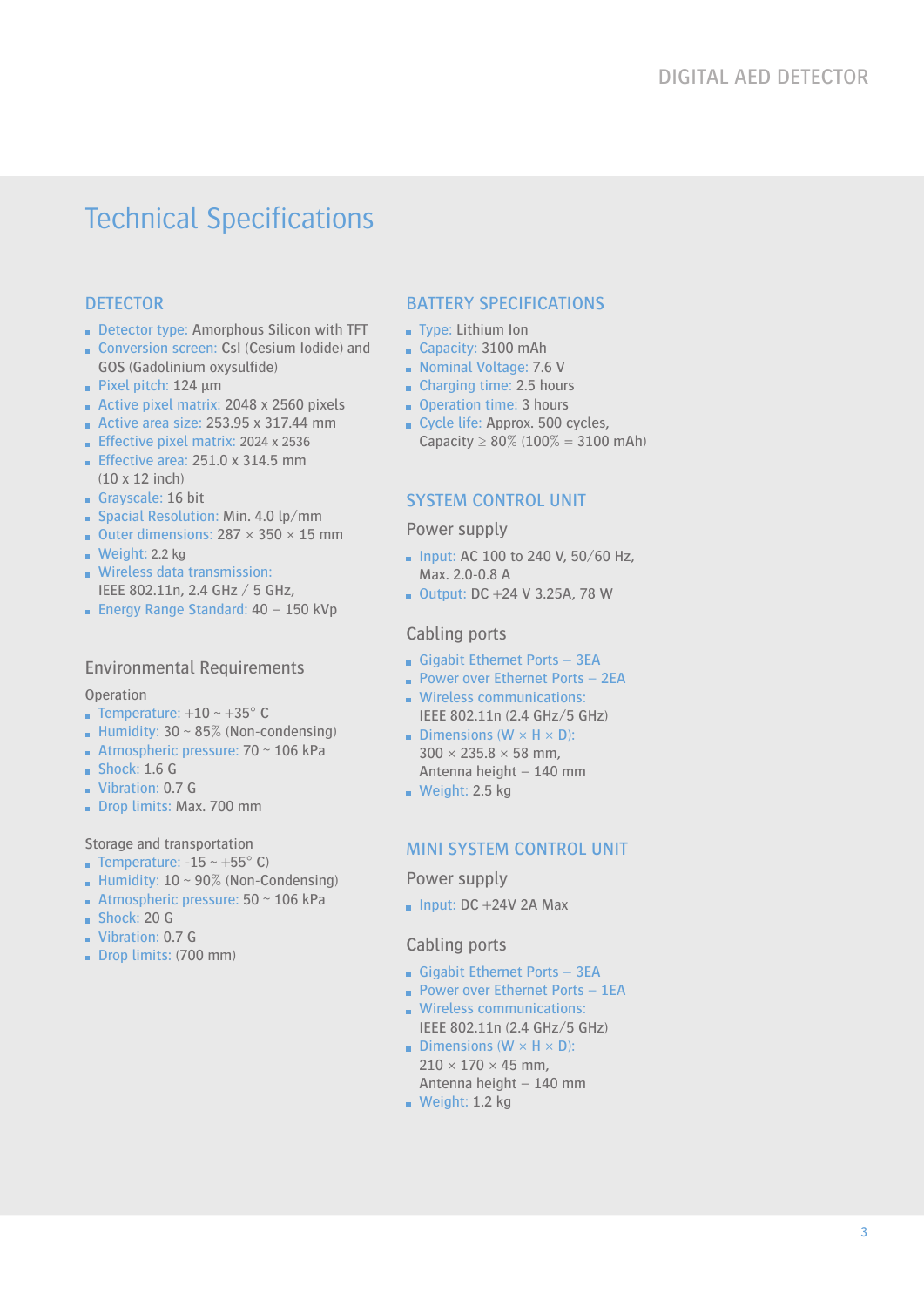# Technical Specifications

## DETECTOR

- Detector type: Amorphous Silicon with TFT
- Conversion screen: CsI (Cesium Iodide) and GOS (Gadolinium oxysulfide)
- Pixel pitch: 124 µm
- Active pixel matrix: 2048 x 2560 pixels
- Active area size: 253.95 x 317.44 mm
- Effective pixel matrix: 2024 x 2536
- Effective area: 251.0 x 314.5 mm (10 x 12 inch)
- Grayscale: 16 bit
- Spacial Resolution: Min. 4.0 lp/mm
- Outer dimensions: 287 × 350 × 15 mm
- Weight: 2.2 kg
- Wireless data transmission: IEEE 802.11n, 2.4 GHz / 5 GHz,
- Energy Range Standard: 40 – 150 kVp

### Environmental Requirements

Operation

- Temperature: +10 ~ +35° C
- Humidity: 30 ~ 85% (Non-condensing)
- Atmospheric pressure: 70 ~ 106 kPa
- Shock: 1.6 G
- Vibration: 0.7 G
- Drop limits: Max. 700 mm

Storage and transportation

- Temperature: -15 ~ +55° C)
- Humidity: 10 ~ 90% (Non-Condensing)
- Atmospheric pressure: 50 ~ 106 kPa
- Shock: 20 G
- Vibration: 0.7 G
- Drop limits: (700 mm)

## BATTERY SPECIFICATIONS

- Type: Lithium Ion
- Capacity: 3100 mAh
- Nominal Voltage: 7.6 V
- Charging time: 2.5 hours
- Operation time: 3 hours
- Cycle life: Approx. 500 cycles, Capacity ≥ 80% (100% = 3100 mAh)

## SYSTEM CONTROL UNIT

### Power supply

- Input: AC 100 to 240 V, 50/60 Hz, Max. 2.0-0.8 A
- Output: DC +24 V 3.25A, 78 W

### Cabling ports

- Gigabit Ethernet Ports – 3EA
- Power over Ethernet Ports – 2EA
- Wireless communications: IEEE 802.11n (2.4 GHz/5 GHz)
- Dimensions (W × H × D): 300 × 235.8 × 58 mm, Antenna height – 140 mm
- Weight: 2.5 kg

## MINI SYSTEM CONTROL UNIT

### Power supply

- Input: DC +24V 2A Max

### Cabling ports

- Gigabit Ethernet Ports – 3EA
- Power over Ethernet Ports – 1EA
- Wireless communications: IEEE 802.11n (2.4 GHz/5 GHz)
- Dimensions (W × H × D): 210 × 170 × 45 mm, Antenna height – 140 mm
- Weight: 1.2 kg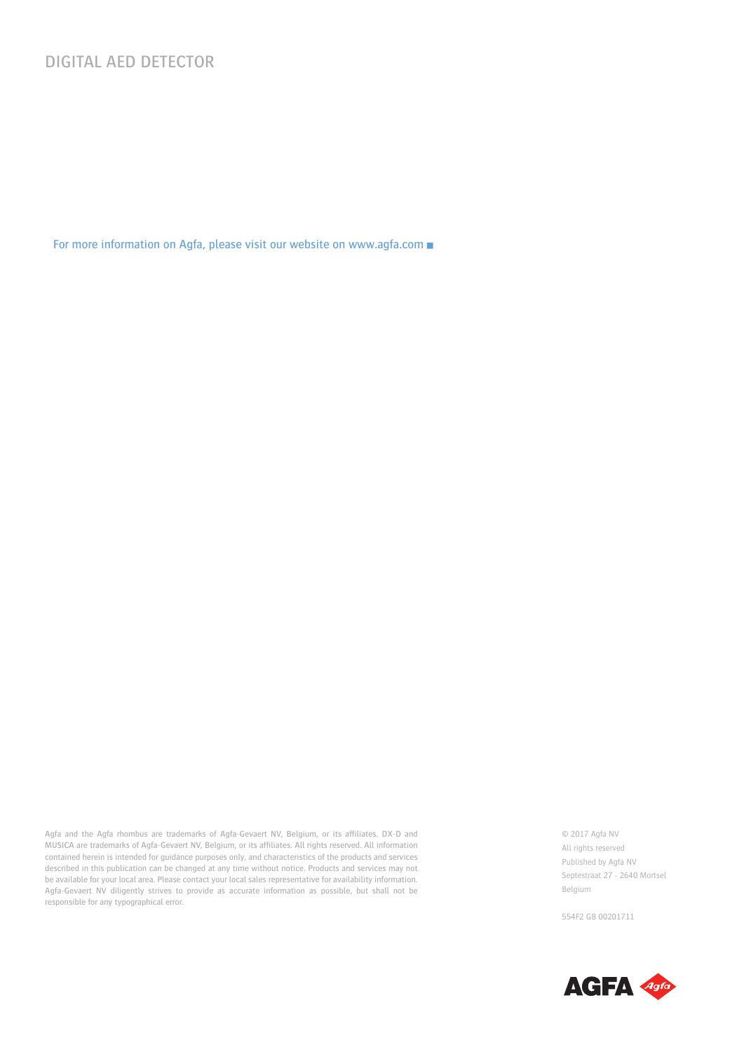DIGITAL AED DETECTOR

For more information on Agfa, please visit our website on www.agfa.com ■

Agfa and the Agfa rhombus are trademarks of Agfa-Gevaert NV, Belgium, or its affiliates. DX-D and MUSICA are trademarks of Agfa-Gevaert NV, Belgium, or its affiliates. All rights reserved. All information contained herein is intended for guidance purposes only, and characteristics of the products and services described in this publication can be changed at any time without notice. Products and services may not be available for your local area. Please contact your local sales representative for availability information. Agfa-Gevaert NV diligently strives to provide as accurate information as possible, but shall not be responsible for any typographical error.

© 2017 Agfa NV
All rights reserved
Published by Agfa NV
Septestraat 27 - 2640 Mortsel
Belgium

554F2 GB 00201711

AGFA